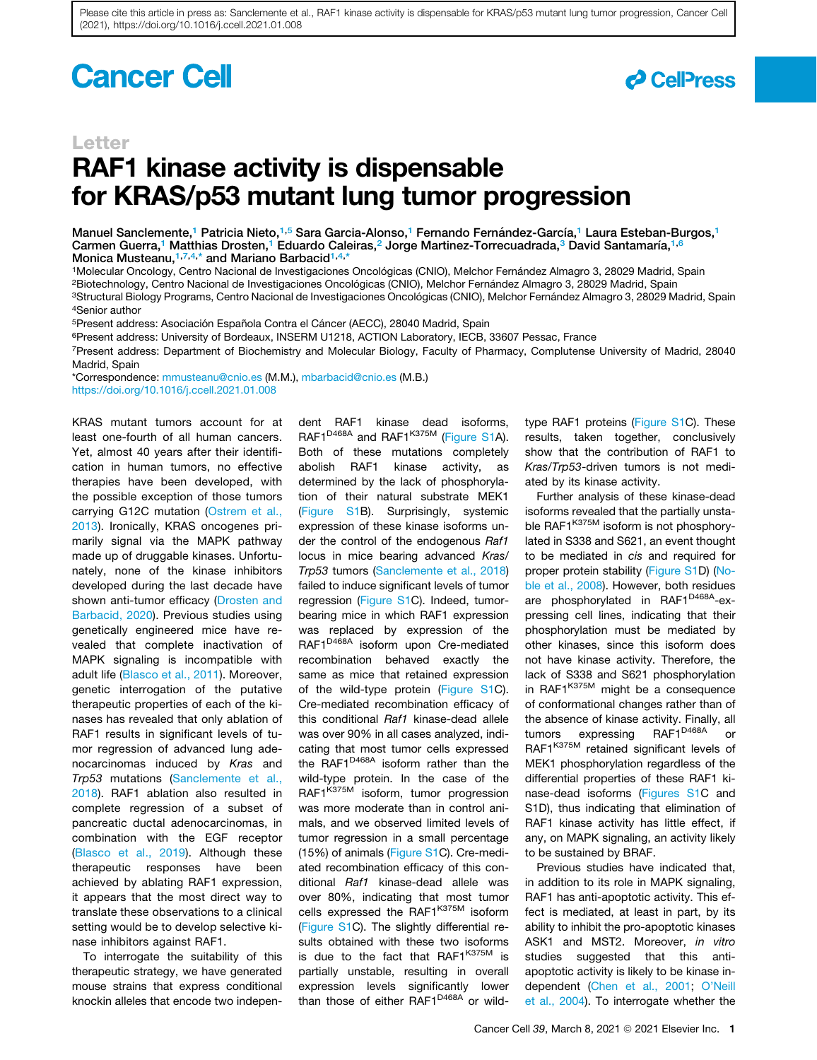Please cite this article in press as: Sanclemente et al., RAF1 kinase activity is dispensable for KRAS/p53 mutant lung tumor progression, Cancer Cell (2021), https://doi.org/10.1016/j.ccell.2021.01.008

Letter

# RAF1 kinase activity is dispensable for KRAS/p53 mutant lung tumor progression

Manuel Sanclemente,[1] Patricia Nieto,[1,5] Sara Garcia-Alonso,[1] Fernando Fernández-García,[1] Laura Esteban-Burgos,[1] Carmen Guerra,[1] Matthias Drosten,[1] Eduardo Caleiras,[2] Jorge Martinez-Torrecuadrada,[3] David Santamaría,[1,6] Monica Musteanu,[1,7,4,*] and Mariano Barbacid[1,4,*]

[1]Molecular Oncology, Centro Nacional de Investigaciones Oncológicas (CNIO), Melchor Fernández Almagro 3, 28029 Madrid, Spain
[2]Biotechnology, Centro Nacional de Investigaciones Oncológicas (CNIO), Melchor Fernández Almagro 3, 28029 Madrid, Spain
[3]Structural Biology Programs, Centro Nacional de Investigaciones Oncológicas (CNIO), Melchor Fernández Almagro 3, 28029 Madrid, Spain
[4]Senior author
[5]Present address: Asociación Española Contra el Cáncer (AECC), 28040 Madrid, Spain
[6]Present address: University of Bordeaux, INSERM U1218, ACTION Laboratory, IECB, 33607 Pessac, France
[7]Present address: Department of Biochemistry and Molecular Biology, Faculty of Pharmacy, Complutense University of Madrid, 28040 Madrid, Spain
*Correspondence: mmusteanu@cnio.es (M.M.), mbarbacid@cnio.es (M.B.)
https://doi.org/10.1016/j.ccell.2021.01.008

KRAS mutant tumors account for at least one-fourth of all human cancers. Yet, almost 40 years after their identification in human tumors, no effective therapies have been developed, with the possible exception of those tumors carrying G12C mutation (Ostrem et al., 2013). Ironically, KRAS oncogenes primarily signal via the MAPK pathway made up of druggable kinases. Unfortunately, none of the kinase inhibitors developed during the last decade have shown anti-tumor efficacy (Drosten and Barbacid, 2020). Previous studies using genetically engineered mice have revealed that complete inactivation of MAPK signaling is incompatible with adult life (Blasco et al., 2011). Moreover, genetic interrogation of the putative therapeutic properties of each of the kinases has revealed that only ablation of RAF1 results in significant levels of tumor regression of advanced lung adenocarcinomas induced by *Kras* and *Trp53* mutations (Sanclemente et al., 2018). RAF1 ablation also resulted in complete regression of a subset of pancreatic ductal adenocarcinomas, in combination with the EGF receptor (Blasco et al., 2019). Although these therapeutic responses have been achieved by ablating RAF1 expression, it appears that the most direct way to translate these observations to a clinical setting would be to develop selective kinase inhibitors against RAF1.

To interrogate the suitability of this therapeutic strategy, we have generated mouse strains that express conditional knockin alleles that encode two independent RAF1 kinase dead isoforms, RAF1$^{D468A}$ and RAF1$^{K375M}$ (Figure S1A). Both of these mutations completely abolish RAF1 kinase activity, as determined by the lack of phosphorylation of their natural substrate MEK1 (Figure S1B). Surprisingly, systemic expression of these kinase isoforms under the control of the endogenous *Raf1* locus in mice bearing advanced *Kras*/*Trp53* tumors (Sanclemente et al., 2018) failed to induce significant levels of tumor regression (Figure S1C). Indeed, tumor-bearing mice in which RAF1 expression was replaced by expression of the RAF1$^{D468A}$ isoform upon Cre-mediated recombination behaved exactly the same as mice that retained expression of the wild-type protein (Figure S1C). Cre-mediated recombination efficacy of this conditional *Raf1* kinase-dead allele was over 90% in all cases analyzed, indicating that most tumor cells expressed the RAF1$^{D468A}$ isoform rather than the wild-type protein. In the case of the RAF1$^{K375M}$ isoform, tumor progression was more moderate than in control animals, and we observed limited levels of tumor regression in a small percentage (15%) of animals (Figure S1C). Cre-mediated recombination efficacy of this conditional *Raf1* kinase-dead allele was over 80%, indicating that most tumor cells expressed the RAF1$^{K375M}$ isoform (Figure S1C). The slightly differential results obtained with these two isoforms is due to the fact that RAF1$^{K375M}$ is partially unstable, resulting in overall expression levels significantly lower than those of either RAF1$^{D468A}$ or wild-type RAF1 proteins (Figure S1C). These results, taken together, conclusively show that the contribution of RAF1 to *Kras*/*Trp53*-driven tumors is not mediated by its kinase activity.

Further analysis of these kinase-dead isoforms revealed that the partially unstable RAF1$^{K375M}$ isoform is not phosphorylated in S338 and S621, an event thought to be mediated in *cis* and required for proper protein stability (Figure S1D) (Noble et al., 2008). However, both residues are phosphorylated in RAF1$^{D468A}$-expressing cell lines, indicating that their phosphorylation must be mediated by other kinases, since this isoform does not have kinase activity. Therefore, the lack of S338 and S621 phosphorylation in RAF1$^{K375M}$ might be a consequence of conformational changes rather than of the absence of kinase activity. Finally, all tumors expressing RAF1$^{D468A}$ or RAF1$^{K375M}$ retained significant levels of MEK1 phosphorylation regardless of the differential properties of these RAF1 kinase-dead isoforms (Figures S1C and S1D), thus indicating that elimination of RAF1 kinase activity has little effect, if any, on MAPK signaling, an activity likely to be sustained by BRAF.

Previous studies have indicated that, in addition to its role in MAPK signaling, RAF1 has anti-apoptotic activity. This effect is mediated, at least in part, by its ability to inhibit the pro-apoptotic kinases ASK1 and MST2. Moreover, *in vitro* studies suggested that this anti-apoptotic activity is likely to be kinase independent (Chen et al., 2001; O'Neill et al., 2004). To interrogate whether the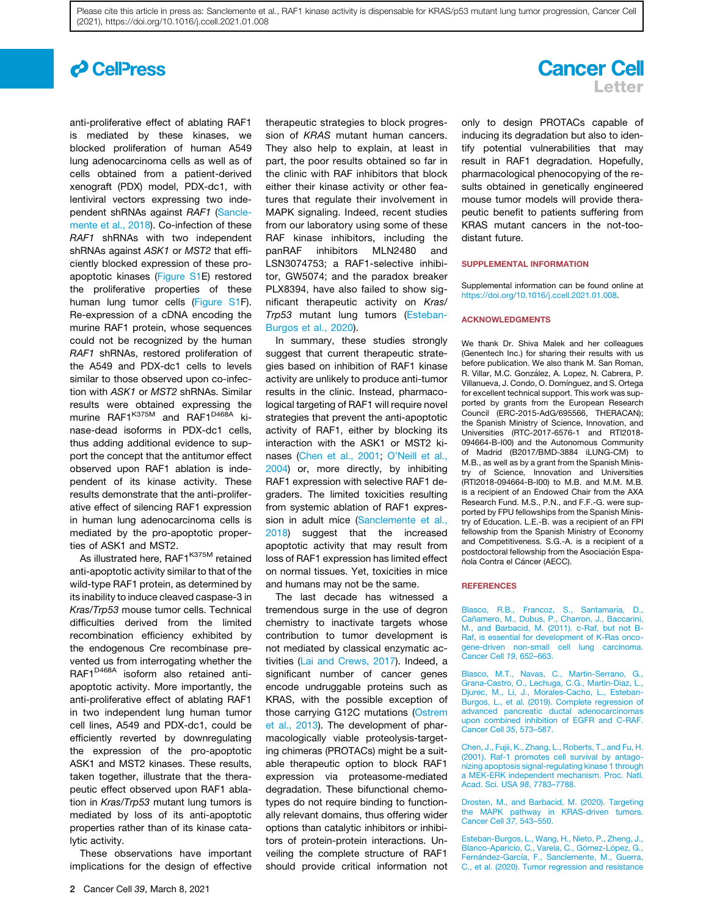anti-proliferative effect of ablating RAF1 is mediated by these kinases, we blocked proliferation of human A549 lung adenocarcinoma cells as well as of cells obtained from a patient-derived xenograft (PDX) model, PDX-dc1, with lentiviral vectors expressing two independent shRNAs against *RAF1* (Sanclemente et al., 2018). Co-infection of these *RAF1* shRNAs with two independent shRNAs against *ASK1* or *MST2* that efficiently blocked expression of these proapoptotic kinases (Figure S1E) restored the proliferative properties of these human lung tumor cells (Figure S1F). Re-expression of a cDNA encoding the murine RAF1 protein, whose sequences could not be recognized by the human *RAF1* shRNAs, restored proliferation of the A549 and PDX-dc1 cells to levels similar to those observed upon co-infection with *ASK1* or *MST2* shRNAs. Similar results were obtained expressing the murine $RAF1^{K375M}$ and $RAF1^{D468A}$ kinase-dead isoforms in PDX-dc1 cells, thus adding additional evidence to support the concept that the antitumor effect observed upon RAF1 ablation is independent of its kinase activity. These results demonstrate that the anti-proliferative effect of silencing RAF1 expression in human lung adenocarcinoma cells is mediated by the pro-apoptotic properties of ASK1 and MST2.

As illustrated here, $RAF1^{K375M}$ retained anti-apoptotic activity similar to that of the wild-type RAF1 protein, as determined by its inability to induce cleaved caspase-3 in *Kras*/*Trp53* mouse tumor cells. Technical difficulties derived from the limited recombination efficiency exhibited by the endogenous Cre recombinase prevented us from interrogating whether the $RAF1^{D468A}$ isoform also retained anti-apoptotic activity. More importantly, the anti-proliferative effect of ablating RAF1 in two independent lung human tumor cell lines, A549 and PDX-dc1, could be efficiently reverted by downregulating the expression of the pro-apoptotic ASK1 and MST2 kinases. These results, taken together, illustrate that the therapeutic effect observed upon RAF1 ablation in *Kras*/*Trp53* mutant lung tumors is mediated by loss of its anti-apoptotic properties rather than of its kinase catalytic activity.

These observations have important implications for the design of effective therapeutic strategies to block progression of *KRAS* mutant human cancers. They also help to explain, at least in part, the poor results obtained so far in the clinic with RAF inhibitors that block either their kinase activity or other features that regulate their involvement in MAPK signaling. Indeed, recent studies from our laboratory using some of these RAF kinase inhibitors, including the panRAF inhibitors MLN2480 and LSN3074753; a RAF1-selective inhibitor, GW5074; and the paradox breaker PLX8394, have also failed to show significant therapeutic activity on *Kras*/*Trp53* mutant lung tumors (Esteban-Burgos et al., 2020).

In summary, these studies strongly suggest that current therapeutic strategies based on inhibition of RAF1 kinase activity are unlikely to produce anti-tumor results in the clinic. Instead, pharmacological targeting of RAF1 will require novel strategies that prevent the anti-apoptotic activity of RAF1, either by blocking its interaction with the ASK1 or MST2 kinases (Chen et al., 2001; O'Neill et al., 2004) or, more directly, by inhibiting RAF1 expression with selective RAF1 degraders. The limited toxicities resulting from systemic ablation of RAF1 expression in adult mice (Sanclemente et al., 2018) suggest that the increased apoptotic activity that may result from loss of RAF1 expression has limited effect on normal tissues. Yet, toxicities in mice and humans may not be the same.

The last decade has witnessed a tremendous surge in the use of degron chemistry to inactivate targets whose contribution to tumor development is not mediated by classical enzymatic activities (Lai and Crews, 2017). Indeed, a significant number of cancer genes encode undruggable proteins such as KRAS, with the possible exception of those carrying G12C mutations (Ostrem et al., 2013). The development of pharmacologically viable proteolysis-targeting chimeras (PROTACs) might be a suitable therapeutic option to block RAF1 expression via proteasome-mediated degradation. These bifunctional chemotypes do not require binding to functionally relevant domains, thus offering wider options than catalytic inhibitors or inhibitors of protein-protein interactions. Unveiling the complete structure of RAF1 should provide critical information not only to design PROTACs capable of inducing its degradation but also to identify potential vulnerabilities that may result in RAF1 degradation. Hopefully, pharmacological phenocopying of the results obtained in genetically engineered mouse tumor models will provide therapeutic benefit to patients suffering from KRAS mutant cancers in the not-too-distant future.

## SUPPLEMENTAL INFORMATION

Supplemental information can be found online at https://doi.org/10.1016/j.ccell.2021.01.008.

## ACKNOWLEDGMENTS

We thank Dr. Shiva Malek and her colleagues (Genentech Inc.) for sharing their results with us before publication. We also thank M. San Roman, R. Villar, M.C. González, A. Lopez, N. Cabrera, P. Villanueva, J. Condo, O. Domínguez, and S. Ortega for excellent technical support. This work was supported by grants from the European Research Council (ERC-2015-AdG/695566, THERACAN); the Spanish Ministry of Science, Innovation, and Universities (RTC-2017-6576-1 and RTI2018-094664-B-I00) and the Autonomous Community of Madrid (B2017/BMD-3884 iLUNG-CM) to M.B., as well as by a grant from the Spanish Ministry of Science, Innovation and Universities (RTI2018-094664-B-I00) to M.B. and M.M. M.B. is a recipient of an Endowed Chair from the AXA Research Fund. M.S., P.N., and F.F.-G. were supported by FPU fellowships from the Spanish Ministry of Education. L.E.-B. was a recipient of an FPI fellowship from the Spanish Ministry of Economy and Competitiveness. S.G.-A. is a recipient of a postdoctoral fellowship from the Asociación Española Contra el Cáncer (AECC).

## REFERENCES

Blasco, R.B., Francoz, S., Santamaría, D., Cañamero, M., Dubus, P., Charron, J., Baccarini, M., and Barbacid, M. (2011). c-Raf, but not B-Raf, is essential for development of K-Ras oncogene-driven non-small cell lung carcinoma. Cancer Cell *19*, 652–663.

Blasco, M.T., Navas, C., Martin-Serrano, G., Grana-Castro, O., Lechuga, C.G., Martin-Diaz, L., Djurec, M., Li, J., Morales-Cacho, L., Esteban-Burgos, L., et al. (2019). Complete regression of advanced pancreatic ductal adenocarcinomas upon combined inhibition of EGFR and C-RAF. Cancer Cell *35*, 573–587.

Chen, J., Fujii, K., Zhang, L., Roberts, T., and Fu, H. (2001). Raf-1 promotes cell survival by antagonizing apoptosis signal-regulating kinase 1 through a MEK-ERK independent mechanism. Proc. Natl. Acad. Sci. USA *98*, 7783–7788.

Drosten, M., and Barbacid, M. (2020). Targeting the MAPK pathway in KRAS-driven tumors. Cancer Cell *37*, 543–550.

Esteban-Burgos, L., Wang, H., Nieto, P., Zheng, J., Blanco-Aparicio, C., Varela, C., Gómez-López, G., Fernández-García, F., Sanclemente, M., Guerra, C., et al. (2020). Tumor regression and resistance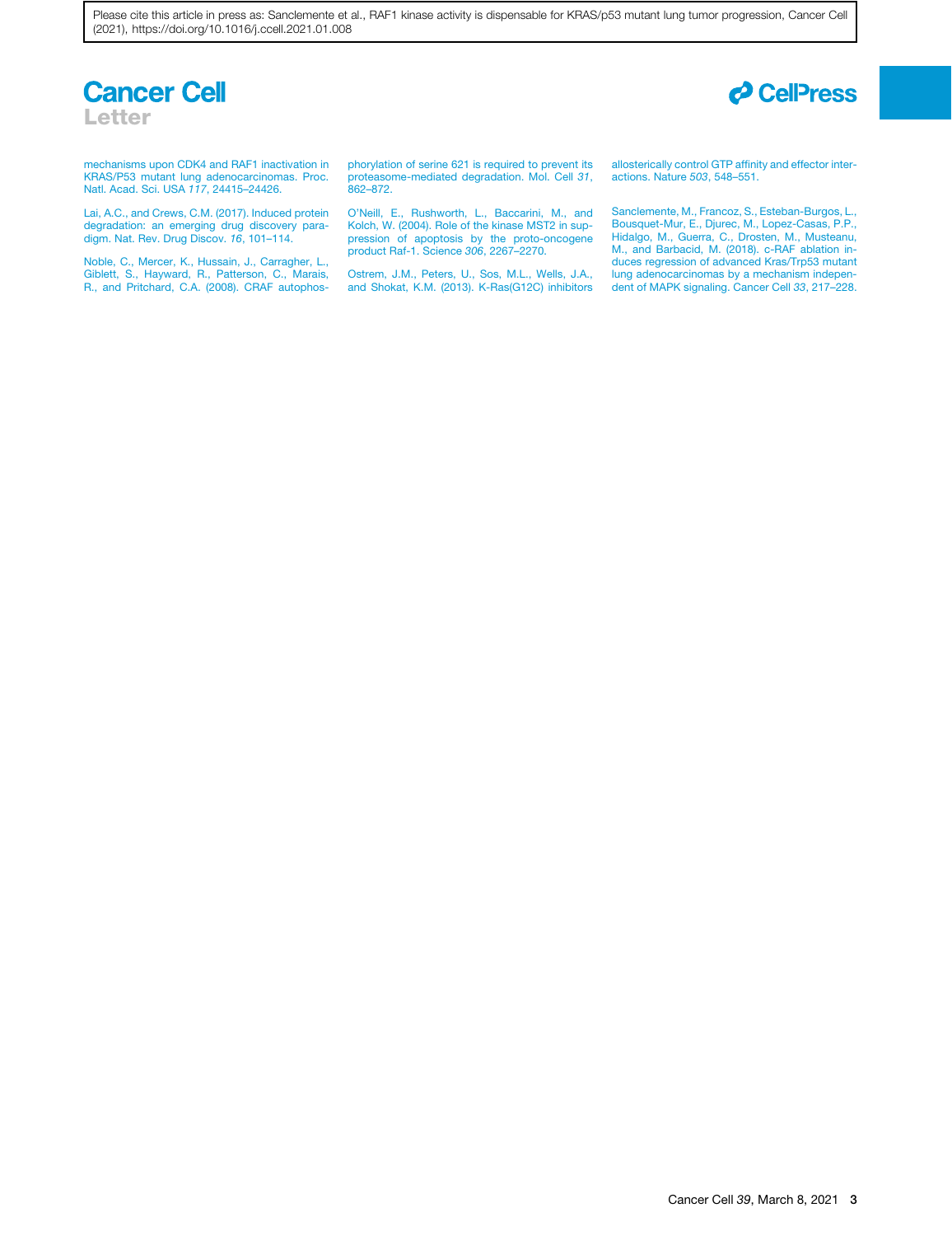mechanisms upon CDK4 and RAF1 inactivation in KRAS/P53 mutant lung adenocarcinomas. Proc. Natl. Acad. Sci. USA *117*, 24415–24426.

Lai, A.C., and Crews, C.M. (2017). Induced protein degradation: an emerging drug discovery paradigm. Nat. Rev. Drug Discov. *16*, 101–114.

Noble, C., Mercer, K., Hussain, J., Carragher, L., Giblett, S., Hayward, R., Patterson, C., Marais, R., and Pritchard, C.A. (2008). CRAF autophosphorylation of serine 621 is required to prevent its proteasome-mediated degradation. Mol. Cell *31*, 862–872.

O'Neill, E., Rushworth, L., Baccarini, M., and Kolch, W. (2004). Role of the kinase MST2 in suppression of apoptosis by the proto-oncogene product Raf-1. Science *306*, 2267–2270.

Ostrem, J.M., Peters, U., Sos, M.L., Wells, J.A., and Shokat, K.M. (2013). K-Ras(G12C) inhibitors allosterically control GTP affinity and effector interactions. Nature *503*, 548–551.

Sanclemente, M., Francoz, S., Esteban-Burgos, L., Bousquet-Mur, E., Djurec, M., Lopez-Casas, P.P., Hidalgo, M., Guerra, C., Drosten, M., Musteanu, M., and Barbacid, M. (2018). c-RAF ablation induces regression of advanced Kras/Trp53 mutant lung adenocarcinomas by a mechanism independent of MAPK signaling. Cancer Cell *33*, 217–228.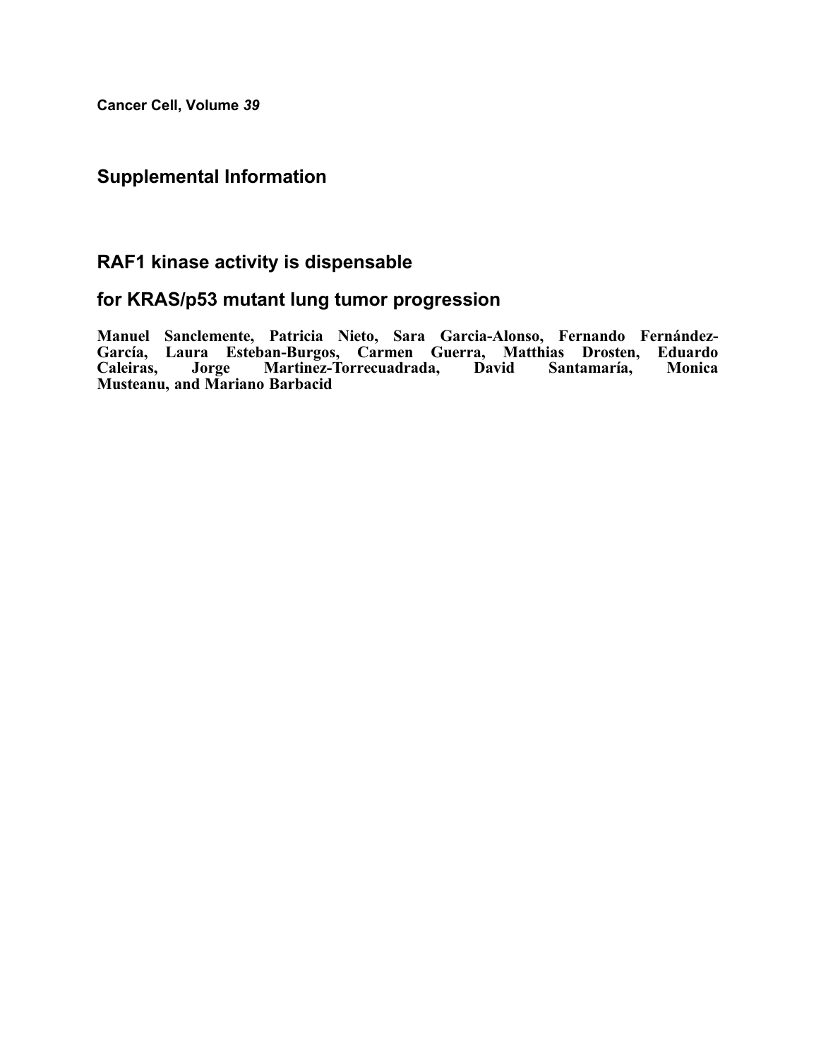**Cancer Cell, Volume *39***

## Supplemental Information

## RAF1 kinase activity is dispensable

## for KRAS/p53 mutant lung tumor progression

**Manuel Sanclemente, Patricia Nieto, Sara Garcia-Alonso, Fernando Fernández-García, Laura Esteban-Burgos, Carmen Guerra, Matthias Drosten, Eduardo Caleiras, Jorge Martinez-Torrecuadrada, David Santamaría, Monica Musteanu, and Mariano Barbacid**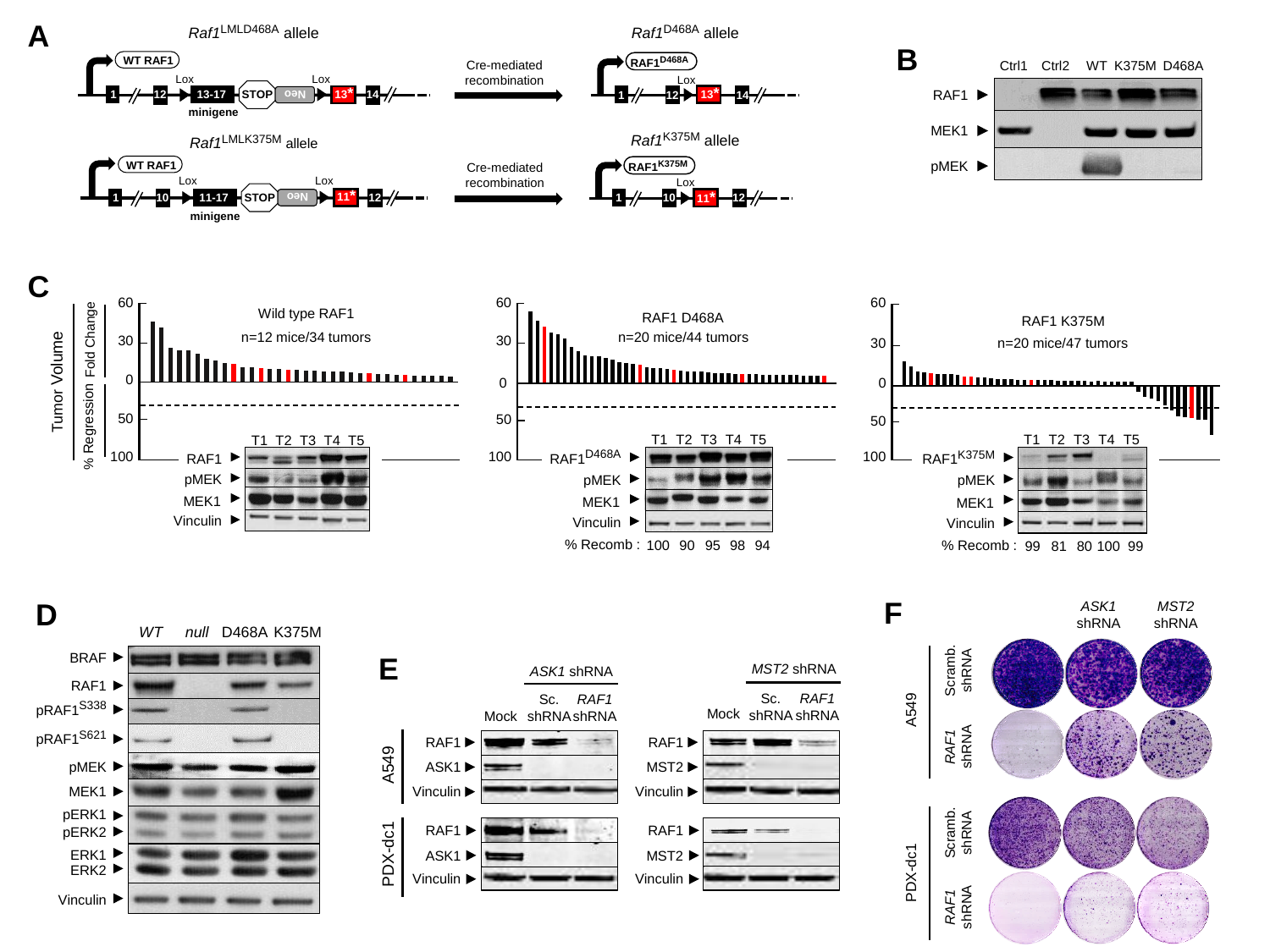**A**

*Raf1*LMLD468A allele — WT RAF1 — 1 // 12 ▶ Lox 13-17 minigene STOP Neo ▶ Lox 13* 14 //

Cre-mediated recombination →

*Raf1*D468A allele — RAF1D468A — 1 // 12 ▶ Lox 13* 14 //

*Raf1*LMLK375M allele — WT RAF1 — 1 // 10 ▶ Lox 11-17 minigene STOP Neo ▶ Lox 11* 12 //

Cre-mediated recombination →

*Raf1*K375M allele — RAF1K375M — 1 // 10 ▶ Lox 11* 12 //

**B**

Ctrl1 Ctrl2 WT K375M D468A

RAF1 ▶
MEK1 ▶
pMEK ▶

**C**

Tumor Volume — Fold Change / % Regression

Wild type RAF1 — n=12 mice/34 tumors

RAF1 D468A — n=20 mice/44 tumors

RAF1 K375M — n=20 mice/47 tumors

T1 T2 T3 T4 T5

RAF1 ▶ / RAF1D468A ▶ / RAF1K375M ▶
pMEK ▶
MEK1 ▶
Vinculin ▶

% Recomb : 100 90 95 98 94

% Recomb : 99 81 80 100 99

**D**

*WT* *null* D468A K375M

BRAF ▶
RAF1 ▶
pRAF1S338 ▶
pRAF1S621 ▶
pMEK ▶
MEK1 ▶
pERK1 ▶ pERK2 ▶
ERK1 ▶ ERK2 ▶
Vinculin ▶

**E**

*ASK1* shRNA — Mock, Sc. shRNA, *RAF1* shRNA

*MST2* shRNA — Mock, Sc. shRNA, *RAF1* shRNA

A549: RAF1 ▶ ASK1 ▶ Vinculin ▶ | RAF1 ▶ MST2 ▶ Vinculin ▶

PDX-dc1: RAF1 ▶ ASK1 ▶ Vinculin ▶ | RAF1 ▶ MST2 ▶ Vinculin ▶

**F**

*ASK1* shRNA *MST2* shRNA

A549 — Scramb. shRNA / *RAF1* shRNA

PDX-dc1 — Scramb. shRNA / *RAF1* shRNA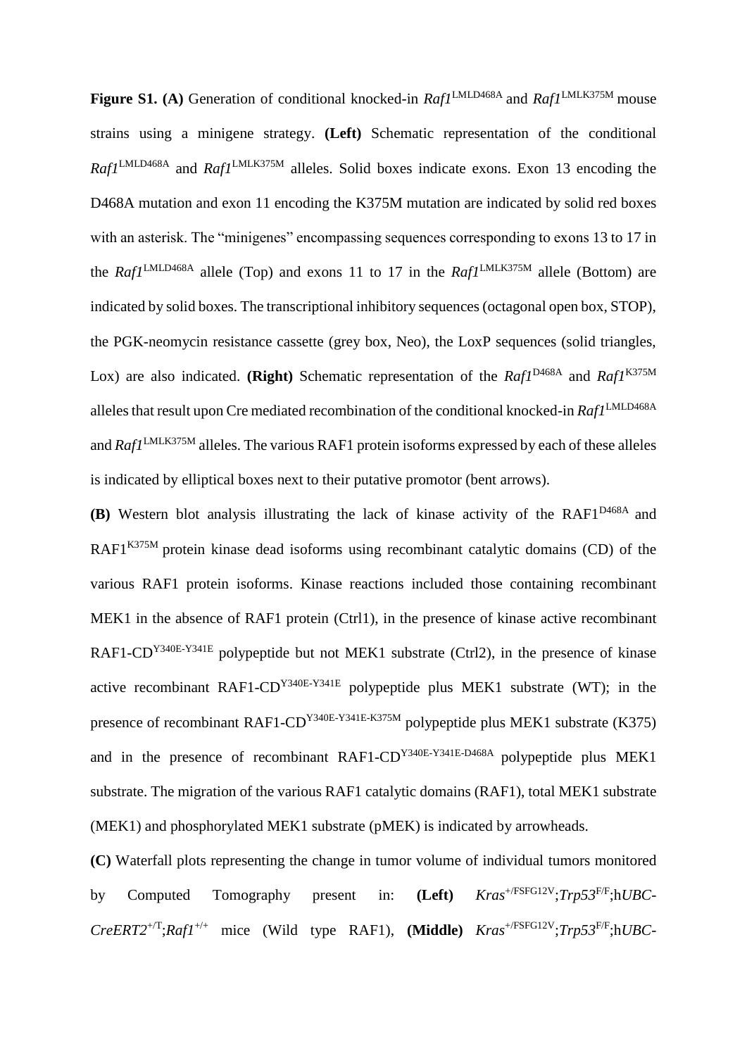**Figure S1. (A)** Generation of conditional knocked-in *Raf1*$^{LMLD468A}$ and *Raf1*$^{LMLK375M}$ mouse strains using a minigene strategy. **(Left)** Schematic representation of the conditional *Raf1*$^{LMLD468A}$ and *Raf1*$^{LMLK375M}$ alleles. Solid boxes indicate exons. Exon 13 encoding the D468A mutation and exon 11 encoding the K375M mutation are indicated by solid red boxes with an asterisk. The "minigenes" encompassing sequences corresponding to exons 13 to 17 in the *Raf1*$^{LMLD468A}$ allele (Top) and exons 11 to 17 in the *Raf1*$^{LMLK375M}$ allele (Bottom) are indicated by solid boxes. The transcriptional inhibitory sequences (octagonal open box, STOP), the PGK-neomycin resistance cassette (grey box, Neo), the LoxP sequences (solid triangles, Lox) are also indicated. **(Right)** Schematic representation of the *Raf1*$^{D468A}$ and *Raf1*$^{K375M}$ alleles that result upon Cre mediated recombination of the conditional knocked-in *Raf1*$^{LMLD468A}$ and *Raf1*$^{LMLK375M}$ alleles. The various RAF1 protein isoforms expressed by each of these alleles is indicated by elliptical boxes next to their putative promotor (bent arrows).

**(B)** Western blot analysis illustrating the lack of kinase activity of the RAF1$^{D468A}$ and RAF1$^{K375M}$ protein kinase dead isoforms using recombinant catalytic domains (CD) of the various RAF1 protein isoforms. Kinase reactions included those containing recombinant MEK1 in the absence of RAF1 protein (Ctrl1), in the presence of kinase active recombinant RAF1-CD$^{Y340E-Y341E}$ polypeptide but not MEK1 substrate (Ctrl2), in the presence of kinase active recombinant RAF1-CD$^{Y340E-Y341E}$ polypeptide plus MEK1 substrate (WT); in the presence of recombinant RAF1-CD$^{Y340E-Y341E-K375M}$ polypeptide plus MEK1 substrate (K375) and in the presence of recombinant RAF1-CD$^{Y340E-Y341E-D468A}$ polypeptide plus MEK1 substrate. The migration of the various RAF1 catalytic domains (RAF1), total MEK1 substrate (MEK1) and phosphorylated MEK1 substrate (pMEK) is indicated by arrowheads.

**(C)** Waterfall plots representing the change in tumor volume of individual tumors monitored by Computed Tomography present in: **(Left)** *Kras*$^{+/FSFG12V}$;*Trp53*$^{F/F}$;h*UBC-CreERT2*$^{+/T}$;*Raf1*$^{+/+}$ mice (Wild type RAF1), **(Middle)** *Kras*$^{+/FSFG12V}$;*Trp53*$^{F/F}$;h*UBC-*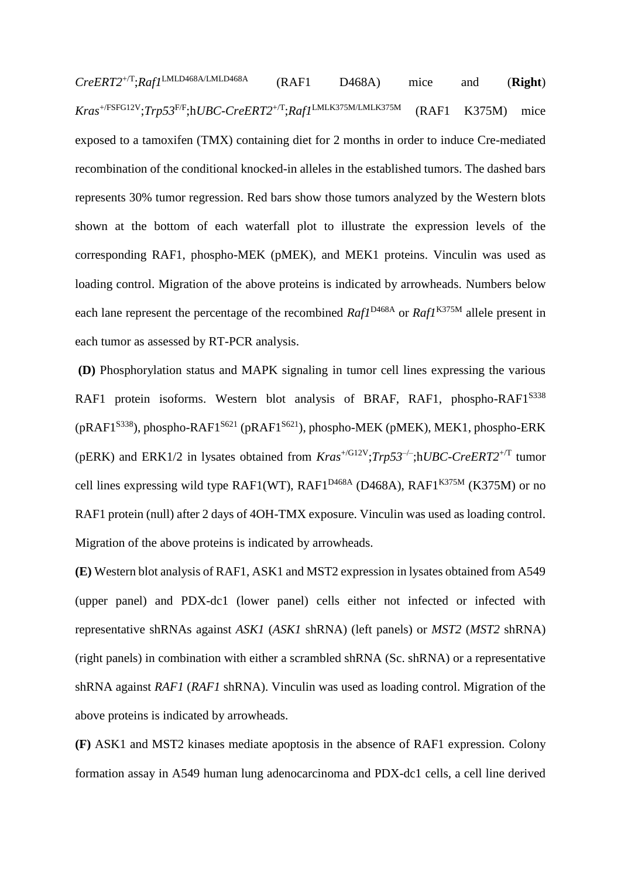*CreERT2*$^{+/T}$;*Raf1*$^{LMLD468A/LMLD468A}$ (RAF1 D468A) mice and (**Right**) *Kras*$^{+/FSFG12V}$;*Trp53*$^{F/F}$;h*UBC-CreERT2*$^{+/T}$;*Raf1*$^{LMLK375M/LMLK375M}$ (RAF1 K375M) mice exposed to a tamoxifen (TMX) containing diet for 2 months in order to induce Cre-mediated recombination of the conditional knocked-in alleles in the established tumors. The dashed bars represents 30% tumor regression. Red bars show those tumors analyzed by the Western blots shown at the bottom of each waterfall plot to illustrate the expression levels of the corresponding RAF1, phospho-MEK (pMEK), and MEK1 proteins. Vinculin was used as loading control. Migration of the above proteins is indicated by arrowheads. Numbers below each lane represent the percentage of the recombined *Raf1*$^{D468A}$ or *Raf1*$^{K375M}$ allele present in each tumor as assessed by RT-PCR analysis.

**(D)** Phosphorylation status and MAPK signaling in tumor cell lines expressing the various RAF1 protein isoforms. Western blot analysis of BRAF, RAF1, phospho-RAF1$^{S338}$ (pRAF1$^{S338}$), phospho-RAF1$^{S621}$ (pRAF1$^{S621}$), phospho-MEK (pMEK), MEK1, phospho-ERK (pERK) and ERK1/2 in lysates obtained from *Kras*$^{+/G12V}$;*Trp53*$^{-/-}$;h*UBC-CreERT2*$^{+/T}$ tumor cell lines expressing wild type RAF1(WT), RAF1$^{D468A}$ (D468A), RAF1$^{K375M}$ (K375M) or no RAF1 protein (null) after 2 days of 4OH-TMX exposure. Vinculin was used as loading control. Migration of the above proteins is indicated by arrowheads.

**(E)** Western blot analysis of RAF1, ASK1 and MST2 expression in lysates obtained from A549 (upper panel) and PDX-dc1 (lower panel) cells either not infected or infected with representative shRNAs against *ASK1* (*ASK1* shRNA) (left panels) or *MST2* (*MST2* shRNA) (right panels) in combination with either a scrambled shRNA (Sc. shRNA) or a representative shRNA against *RAF1* (*RAF1* shRNA). Vinculin was used as loading control. Migration of the above proteins is indicated by arrowheads.

**(F)** ASK1 and MST2 kinases mediate apoptosis in the absence of RAF1 expression. Colony formation assay in A549 human lung adenocarcinoma and PDX-dc1 cells, a cell line derived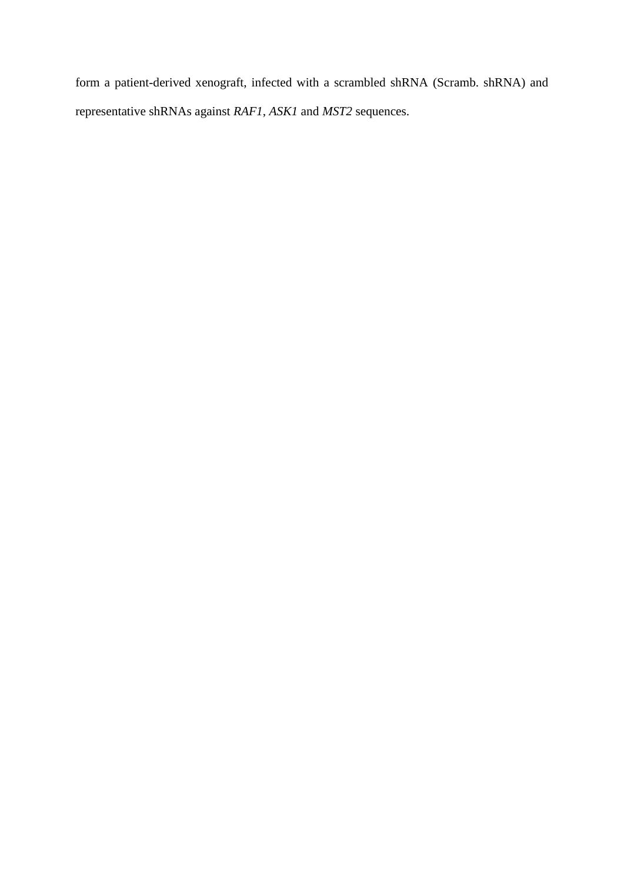form a patient-derived xenograft, infected with a scrambled shRNA (Scramb. shRNA) and representative shRNAs against *RAF1*, *ASK1* and *MST2* sequences.